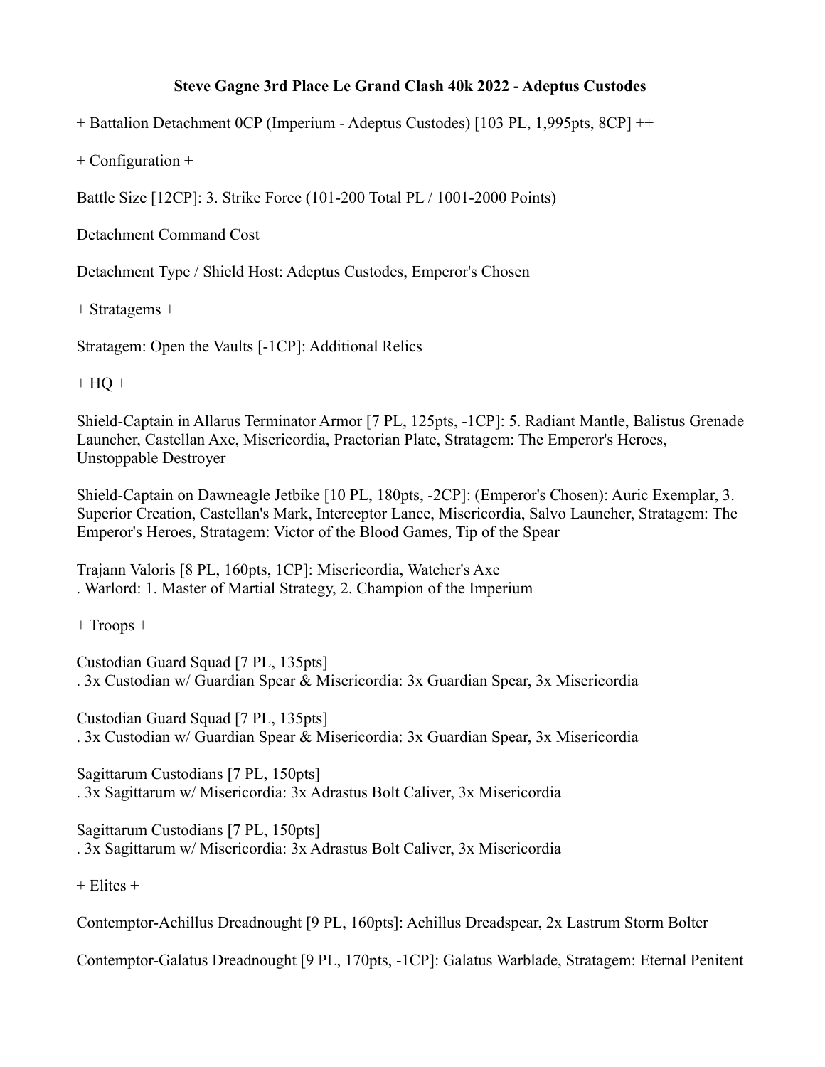# Steve Gagne 3rd Place Le Grand Clash 40k 2022 - Adeptus Custodes

+ Battalion Detachment 0CP (Imperium - Adeptus Custodes) [103 PL, 1,995pts, 8CP] ++

+ Configuration +

Battle Size [12CP]: 3. Strike Force (101-200 Total PL / 1001-2000 Points)

Detachment Command Cost

Detachment Type / Shield Host: Adeptus Custodes, Emperor's Chosen

+ Stratagems +

Stratagem: Open the Vaults [-1CP]: Additional Relics

+ HQ +

Shield-Captain in Allarus Terminator Armor [7 PL, 125pts, -1CP]: 5. Radiant Mantle, Balistus Grenade Launcher, Castellan Axe, Misericordia, Praetorian Plate, Stratagem: The Emperor's Heroes, Unstoppable Destroyer

Shield-Captain on Dawneagle Jetbike [10 PL, 180pts, -2CP]: (Emperor's Chosen): Auric Exemplar, 3. Superior Creation, Castellan's Mark, Interceptor Lance, Misericordia, Salvo Launcher, Stratagem: The Emperor's Heroes, Stratagem: Victor of the Blood Games, Tip of the Spear

Trajann Valoris [8 PL, 160pts, 1CP]: Misericordia, Watcher's Axe
. Warlord: 1. Master of Martial Strategy, 2. Champion of the Imperium

+ Troops +

Custodian Guard Squad [7 PL, 135pts]
. 3x Custodian w/ Guardian Spear & Misericordia: 3x Guardian Spear, 3x Misericordia

Custodian Guard Squad [7 PL, 135pts]
. 3x Custodian w/ Guardian Spear & Misericordia: 3x Guardian Spear, 3x Misericordia

Sagittarum Custodians [7 PL, 150pts]
. 3x Sagittarum w/ Misericordia: 3x Adrastus Bolt Caliver, 3x Misericordia

Sagittarum Custodians [7 PL, 150pts]
. 3x Sagittarum w/ Misericordia: 3x Adrastus Bolt Caliver, 3x Misericordia

+ Elites +

Contemptor-Achillus Dreadnought [9 PL, 160pts]: Achillus Dreadspear, 2x Lastrum Storm Bolter

Contemptor-Galatus Dreadnought [9 PL, 170pts, -1CP]: Galatus Warblade, Stratagem: Eternal Penitent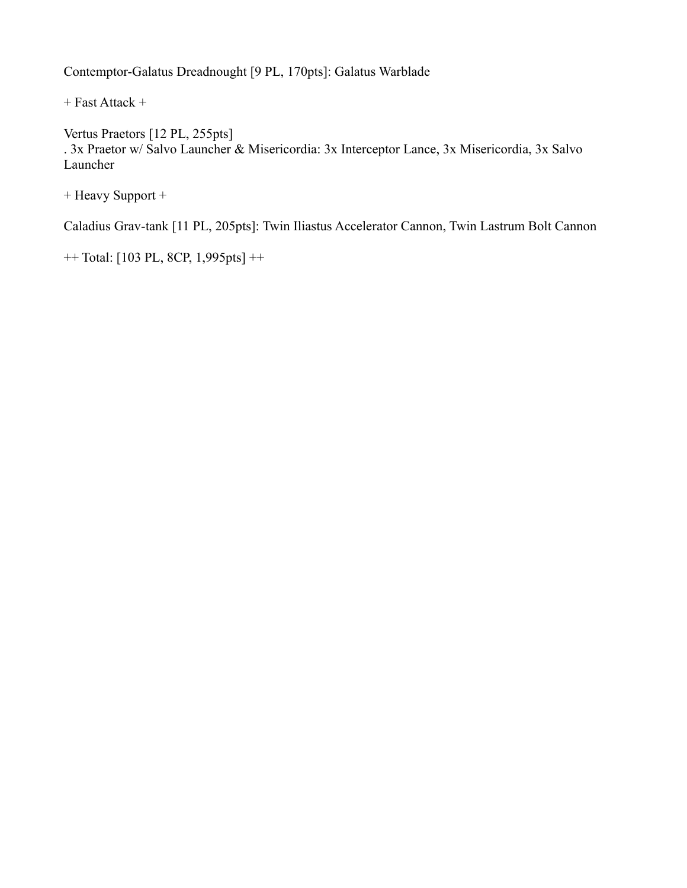Contemptor-Galatus Dreadnought [9 PL, 170pts]: Galatus Warblade

+ Fast Attack +

Vertus Praetors [12 PL, 255pts]
. 3x Praetor w/ Salvo Launcher & Misericordia: 3x Interceptor Lance, 3x Misericordia, 3x Salvo Launcher

+ Heavy Support +

Caladius Grav-tank [11 PL, 205pts]: Twin Iliastus Accelerator Cannon, Twin Lastrum Bolt Cannon

++ Total: [103 PL, 8CP, 1,995pts] ++